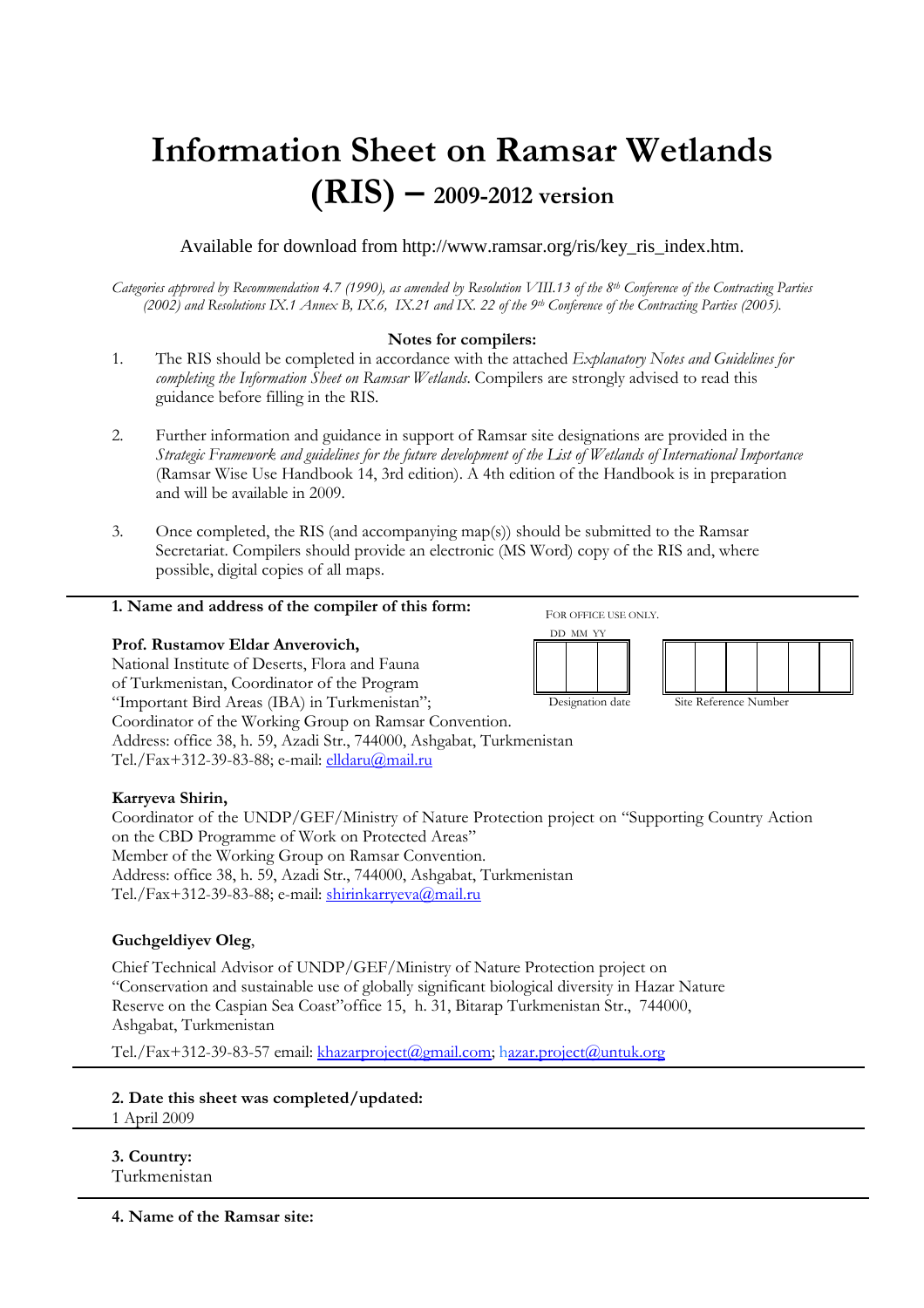# Information Sheet on Ramsar Wetlands (RIS) – 2009-2012 version

Available for download from http://www.ramsar.org/ris/key_ris_index.htm.

*Categories approved by Recommendation 4.7 (1990), as amended by Resolution VIII.13 of the 8th Conference of the Contracting Parties (2002) and Resolutions IX.1 Annex B, IX.6, IX.21 and IX. 22 of the 9th Conference of the Contracting Parties (2005).*

**Notes for compilers:**

1. The RIS should be completed in accordance with the attached *Explanatory Notes and Guidelines for completing the Information Sheet on Ramsar Wetlands*. Compilers are strongly advised to read this guidance before filling in the RIS.

2. Further information and guidance in support of Ramsar site designations are provided in the *Strategic Framework and guidelines for the future development of the List of Wetlands of International Importance* (Ramsar Wise Use Handbook 14, 3rd edition). A 4th edition of the Handbook is in preparation and will be available in 2009.

3. Once completed, the RIS (and accompanying map(s)) should be submitted to the Ramsar Secretariat. Compilers should provide an electronic (MS Word) copy of the RIS and, where possible, digital copies of all maps.

---

**1. Name and address of the compiler of this form:**

FOR OFFICE USE ONLY.

| DD | MM | YY |
|---|---|---|
| | | |

Designation date

| | | | | | |
|---|---|---|---|---|---|
| | | | | | |

Site Reference Number

**Prof. Rustamov Eldar Anverovich,**
National Institute of Deserts, Flora and Fauna of Turkmenistan, Coordinator of the Program "Important Bird Areas (IBA) in Turkmenistan";
Coordinator of the Working Group on Ramsar Convention.
Address: office 38, h. 59, Azadi Str., 744000, Ashgabat, Turkmenistan
Tel./Fax+312-39-83-88; e-mail: elldaru@mail.ru

**Karryeva Shirin,**
Coordinator of the UNDP/GEF/Ministry of Nature Protection project on "Supporting Country Action on the CBD Programme of Work on Protected Areas"
Member of the Working Group on Ramsar Convention.
Address: office 38, h. 59, Azadi Str., 744000, Ashgabat, Turkmenistan
Tel./Fax+312-39-83-88; e-mail: shirinkarryeva@mail.ru

**Guchgeldiyev Oleg**,

Chief Technical Advisor of UNDP/GEF/Ministry of Nature Protection project on "Conservation and sustainable use of globally significant biological diversity in Hazar Nature Reserve on the Caspian Sea Coast"office 15, h. 31, Bitarap Turkmenistan Str., 744000, Ashgabat, Turkmenistan

Tel./Fax+312-39-83-57 email: khazarproject@gmail.com; hazar.project@untuk.org

---

**2. Date this sheet was completed/updated:**
1 April 2009

---

**3. Country:**
Turkmenistan

---

**4. Name of the Ramsar site:**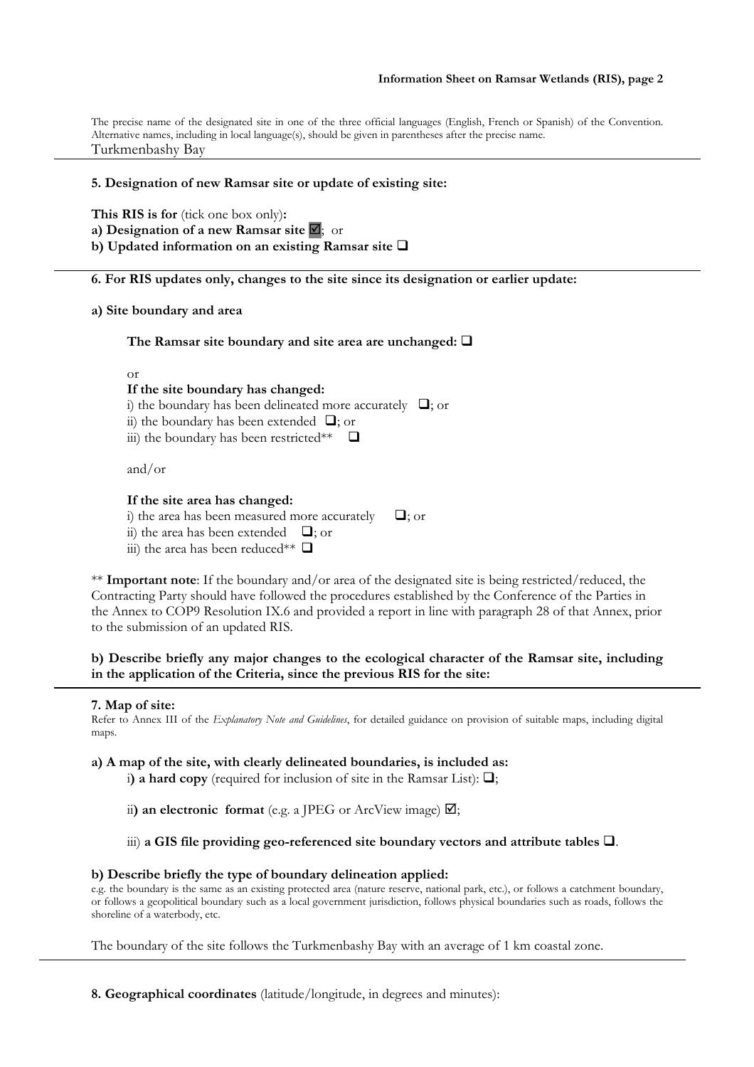The precise name of the designated site in one of the three official languages (English, French or Spanish) of the Convention. Alternative names, including in local language(s), should be given in parentheses after the precise name.

Turkmenbashy Bay

**5. Designation of new Ramsar site or update of existing site:**

**This RIS is for** (tick one box only)**:**

**a) Designation of a new Ramsar site** ☑; or

**b) Updated information on an existing Ramsar site** ❑

**6. For RIS updates only, changes to the site since its designation or earlier update:**

**a) Site boundary and area**

**The Ramsar site boundary and site area are unchanged:** ❑

or

**If the site boundary has changed:**

i) the boundary has been delineated more accurately ❑; or

ii) the boundary has been extended ❑; or

iii) the boundary has been restricted** ❑

and/or

**If the site area has changed:**

i) the area has been measured more accurately ❑; or

ii) the area has been extended ❑; or

iii) the area has been reduced** ❑

** **Important note**: If the boundary and/or area of the designated site is being restricted/reduced, the Contracting Party should have followed the procedures established by the Conference of the Parties in the Annex to COP9 Resolution IX.6 and provided a report in line with paragraph 28 of that Annex, prior to the submission of an updated RIS.

**b) Describe briefly any major changes to the ecological character of the Ramsar site, including in the application of the Criteria, since the previous RIS for the site:**

**7. Map of site:**

Refer to Annex III of the *Explanatory Note and Guidelines*, for detailed guidance on provision of suitable maps, including digital maps.

**a) A map of the site, with clearly delineated boundaries, is included as:**

i**) a hard copy** (required for inclusion of site in the Ramsar List): ❑;

ii**) an electronic format** (e.g. a JPEG or ArcView image) ☑;

iii) **a GIS file providing geo-referenced site boundary vectors and attribute tables** ❑.

**b) Describe briefly the type of boundary delineation applied:**

e.g. the boundary is the same as an existing protected area (nature reserve, national park, etc.), or follows a catchment boundary, or follows a geopolitical boundary such as a local government jurisdiction, follows physical boundaries such as roads, follows the shoreline of a waterbody, etc.

The boundary of the site follows the Turkmenbashy Bay with an average of 1 km coastal zone.

**8. Geographical coordinates** (latitude/longitude, in degrees and minutes):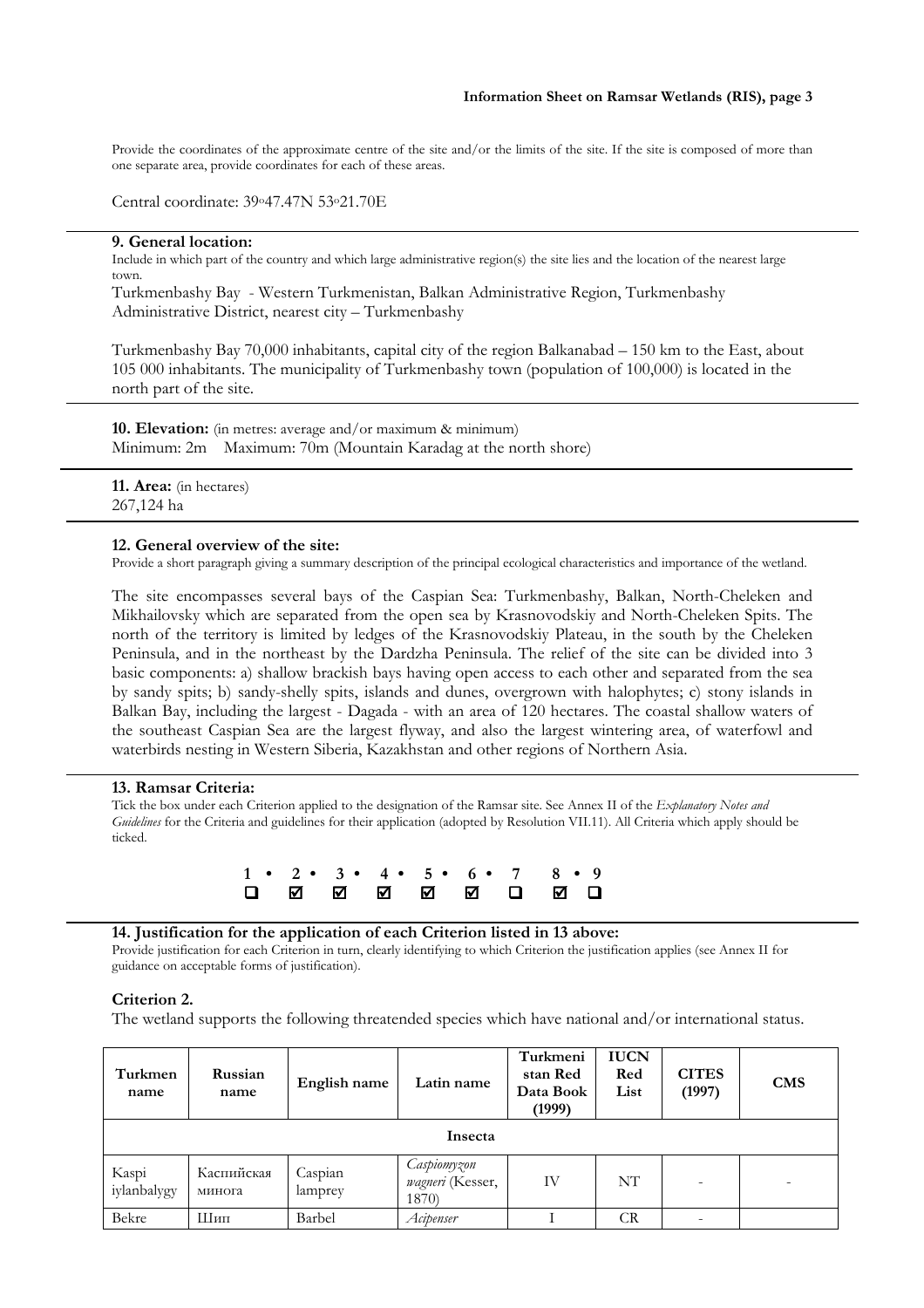Provide the coordinates of the approximate centre of the site and/or the limits of the site. If the site is composed of more than one separate area, provide coordinates for each of these areas.

Central coordinate: 39º47.47N 53º21.70E

### 9. General location:

Include in which part of the country and which large administrative region(s) the site lies and the location of the nearest large town.

Turkmenbashy Bay - Western Turkmenistan, Balkan Administrative Region, Turkmenbashy Administrative District, nearest city – Turkmenbashy

Turkmenbashy Bay 70,000 inhabitants, capital city of the region Balkanabad – 150 km to the East, about 105 000 inhabitants. The municipality of Turkmenbashy town (population of 100,000) is located in the north part of the site.

**10. Elevation:** (in metres: average and/or maximum & minimum)
Minimum: 2m Maximum: 70m (Mountain Karadag at the north shore)

**11. Area:** (in hectares)
267,124 ha

### 12. General overview of the site:

Provide a short paragraph giving a summary description of the principal ecological characteristics and importance of the wetland.

The site encompasses several bays of the Caspian Sea: Turkmenbashy, Balkan, North-Cheleken and Mikhailovsky which are separated from the open sea by Krasnovodskiy and North-Cheleken Spits. The north of the territory is limited by ledges of the Krasnovodskiy Plateau, in the south by the Cheleken Peninsula, and in the northeast by the Dardzha Peninsula. The relief of the site can be divided into 3 basic components: a) shallow brackish bays having open access to each other and separated from the sea by sandy spits; b) sandy-shelly spits, islands and dunes, overgrown with halophytes; c) stony islands in Balkan Bay, including the largest - Dagada - with an area of 120 hectares. The coastal shallow waters of the southeast Caspian Sea are the largest flyway, and also the largest wintering area, of waterfowl and waterbirds nesting in Western Siberia, Kazakhstan and other regions of Northern Asia.

### 13. Ramsar Criteria:

Tick the box under each Criterion applied to the designation of the Ramsar site. See Annex II of the *Explanatory Notes and Guidelines* for the Criteria and guidelines for their application (adopted by Resolution VII.11). All Criteria which apply should be ticked.

| 1 | 2 | 3 | 4 | 5 | 6 | 7 | 8 | 9 |
|---|---|---|---|---|---|---|---|---|
| ☐ | ☑ | ☑ | ☑ | ☑ | ☑ | ☐ | ☑ | ☐ |

### 14. Justification for the application of each Criterion listed in 13 above:

Provide justification for each Criterion in turn, clearly identifying to which Criterion the justification applies (see Annex II for guidance on acceptable forms of justification).

**Criterion 2.**

The wetland supports the following threatended species which have national and/or international status.

| Turkmen name | Russian name | English name | Latin name | Turkmenistan Red Data Book (1999) | IUCN Red List | CITES (1997) | CMS |
|---|---|---|---|---|---|---|---|
| **Insecta** | | | | | | | |
| Kaspi iylanbalygy | Каспийская минога | Caspian lamprey | *Caspiomyzon wagneri* (Kesser, 1870) | IV | NT | - | - |
| Bekre | Шип | Barbel | *Acipenser* | I | CR | - | |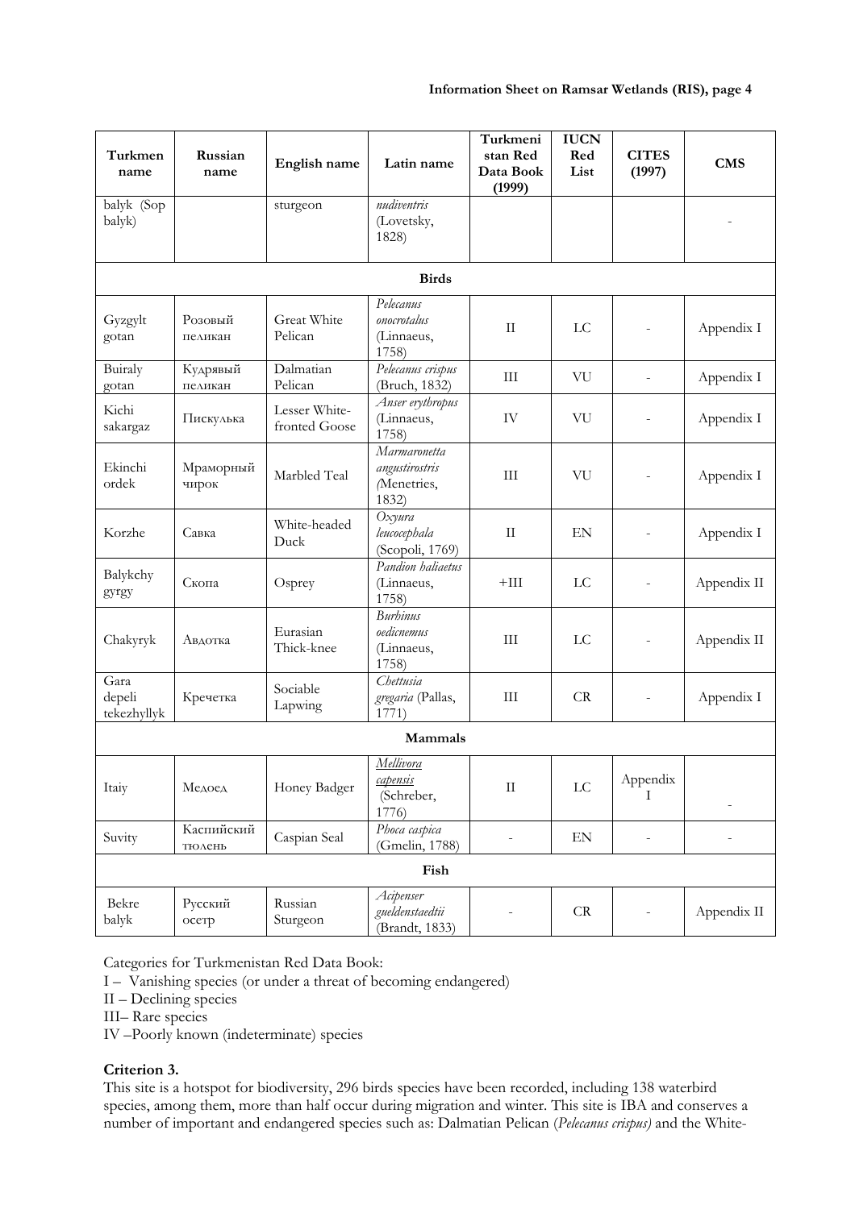| Turkmen name | Russian name | English name | Latin name | Turkmenistan Red Data Book (1999) | IUCN Red List | CITES (1997) | CMS |
|---|---|---|---|---|---|---|---|
| balyk (Sop balyk) | | sturgeon | *nudiventris* (Lovetsky, 1828) | | | | - |
| **Birds** | | | | | | | |
| Gyzgylt gotan | Розовый пеликан | Great White Pelican | *Pelecanus onocrotalus* (Linnaeus, 1758) | II | LC | - | Appendix I |
| Buiraly gotan | Кудрявый пеликан | Dalmatian Pelican | *Pelecanus crispus* (Bruch, 1832) | III | VU | - | Appendix I |
| Kichi sakargaz | Пискулька | Lesser White-fronted Goose | *Anser erythropus* (Linnaeus, 1758) | IV | VU | - | Appendix I |
| Ekinchi ordek | Мраморный чирок | Marbled Teal | *Marmaronetta angustirostris* (Menetries, 1832) | III | VU | - | Appendix I |
| Korzhe | Савка | White-headed Duck | *Oxyura leucocephala* (Scopoli, 1769) | II | EN | - | Appendix I |
| Balykchy gyrgy | Скопа | Osprey | *Pandion haliaetus* (Linnaeus, 1758) | +III | LC | - | Appendix II |
| Chakyryk | Авдотка | Eurasian Thick-knee | *Burhinus oedicnemus* (Linnaeus, 1758) | III | LC | - | Appendix II |
| Gara depeli tekezhyllyk | Кречетка | Sociable Lapwing | *Chettusia gregaria* (Pallas, 1771) | III | CR | - | Appendix I |
| **Mammals** | | | | | | | |
| Itaiy | Медоед | Honey Badger | *Mellivora capensis* (Schreber, 1776) | II | LC | Appendix I | - |
| Suvity | Каспийский тюлень | Caspian Seal | *Phoca caspica* (Gmelin, 1788) | - | EN | - | - |
| **Fish** | | | | | | | |
| Bekre balyk | Русский осетр | Russian Sturgeon | *Acipenser gueldenstaedtii* (Brandt, 1833) | - | CR | - | Appendix II |

Categories for Turkmenistan Red Data Book:
I – Vanishing species (or under a threat of becoming endangered)
II – Declining species
III– Rare species
IV –Poorly known (indeterminate) species

**Criterion 3.**

This site is a hotspot for biodiversity, 296 birds species have been recorded, including 138 waterbird species, among them, more than half occur during migration and winter. This site is IBA and conserves a number of important and endangered species such as: Dalmatian Pelican (*Pelecanus crispus)* and the White-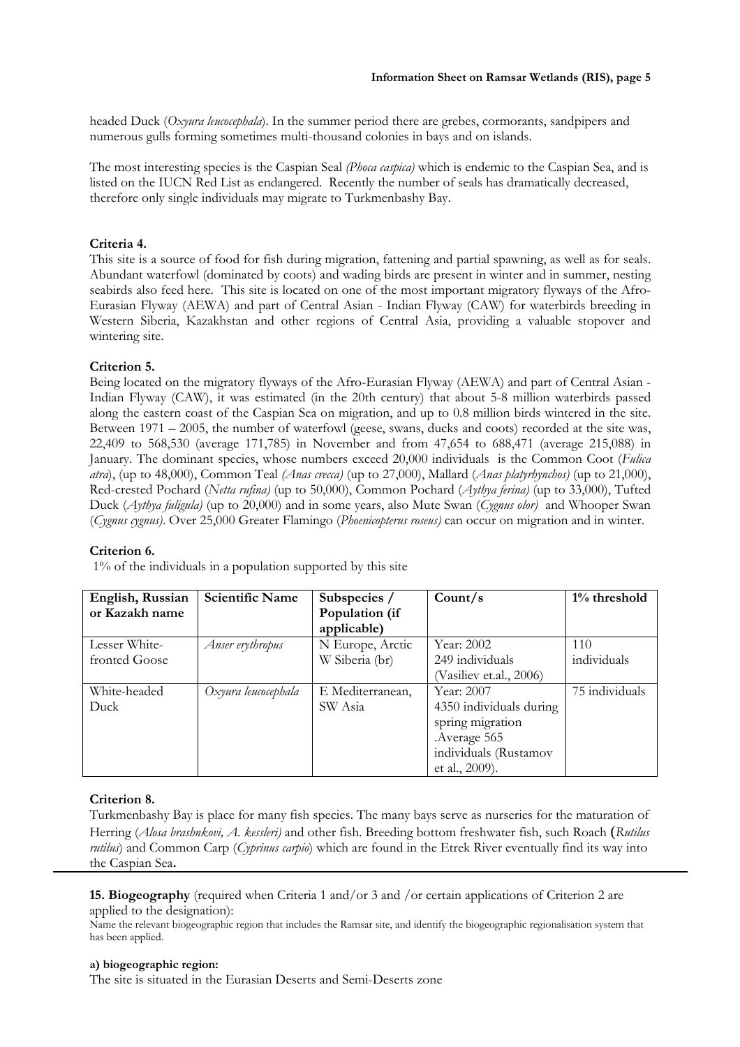headed Duck (*Oxyura leucocephala*). In the summer period there are grebes, cormorants, sandpipers and numerous gulls forming sometimes multi-thousand colonies in bays and on islands.

The most interesting species is the Caspian Seal *(Phoca caspica)* which is endemic to the Caspian Sea, and is listed on the IUCN Red List as endangered. Recently the number of seals has dramatically decreased, therefore only single individuals may migrate to Turkmenbashy Bay.

**Criteria 4.**

This site is a source of food for fish during migration, fattening and partial spawning, as well as for seals. Abundant waterfowl (dominated by coots) and wading birds are present in winter and in summer, nesting seabirds also feed here. This site is located on one of the most important migratory flyways of the Afro-Eurasian Flyway (AEWA) and part of Central Asian - Indian Flyway (CAW) for waterbirds breeding in Western Siberia, Kazakhstan and other regions of Central Asia, providing a valuable stopover and wintering site.

**Criterion 5.**

Being located on the migratory flyways of the Afro-Eurasian Flyway (AEWA) and part of Central Asian - Indian Flyway (CAW), it was estimated (in the 20th century) that about 5-8 million waterbirds passed along the eastern coast of the Caspian Sea on migration, and up to 0.8 million birds wintered in the site. Between 1971 – 2005, the number of waterfowl (geese, swans, ducks and coots) recorded at the site was, 22,409 to 568,530 (average 171,785) in November and from 47,654 to 688,471 (average 215,088) in January. The dominant species, whose numbers exceed 20,000 individuals is the Common Coot (*Fulica atra*), (up to 48,000), Common Teal *(Anas crecca)* (up to 27,000), Mallard (*Anas platyrhynchos)* (up to 21,000), Red-crested Pochard (*Netta rufina)* (up to 50,000), Common Pochard (*Aythya ferina)* (up to 33,000), Tufted Duck (*Aythya fuligula)* (up to 20,000) and in some years, also Mute Swan (*Cygnus olor)* and Whooper Swan (*Cygnus cygnus)*. Over 25,000 Greater Flamingo (*Phoenicopterus roseus)* can occur on migration and in winter.

**Criterion 6.**

1% of the individuals in a population supported by this site

| English, Russian or Kazakh name | Scientific Name | Subspecies / Population (if applicable) | Count/s | 1% threshold |
|---|---|---|---|---|
| Lesser White-fronted Goose | *Anser erythropus* | N Europe, Arctic W Siberia (br) | Year: 2002 249 individuals (Vasiliev et.al., 2006) | 110 individuals |
| White-headed Duck | *Oxyura leucocephala* | E Mediterranean, SW Asia | Year: 2007 4350 individuals during spring migration .Average 565 individuals (Rustamov et al., 2009). | 75 individuals |

**Criterion 8.**

Turkmenbashy Bay is place for many fish species. The many bays serve as nurseries for the maturation of Herring (*Alosa brashnkovi, A. kessleri)* and other fish. Breeding bottom freshwater fish, such Roach **(***Rutilus rutilus*) and Common Carp (*Cyprinus carpio*) which are found in the Etrek River eventually find its way into the Caspian Sea**.**

**15. Biogeography** (required when Criteria 1 and/or 3 and /or certain applications of Criterion 2 are applied to the designation):

Name the relevant biogeographic region that includes the Ramsar site, and identify the biogeographic regionalisation system that has been applied.

**a) biogeographic region:**

The site is situated in the Eurasian Deserts and Semi-Deserts zone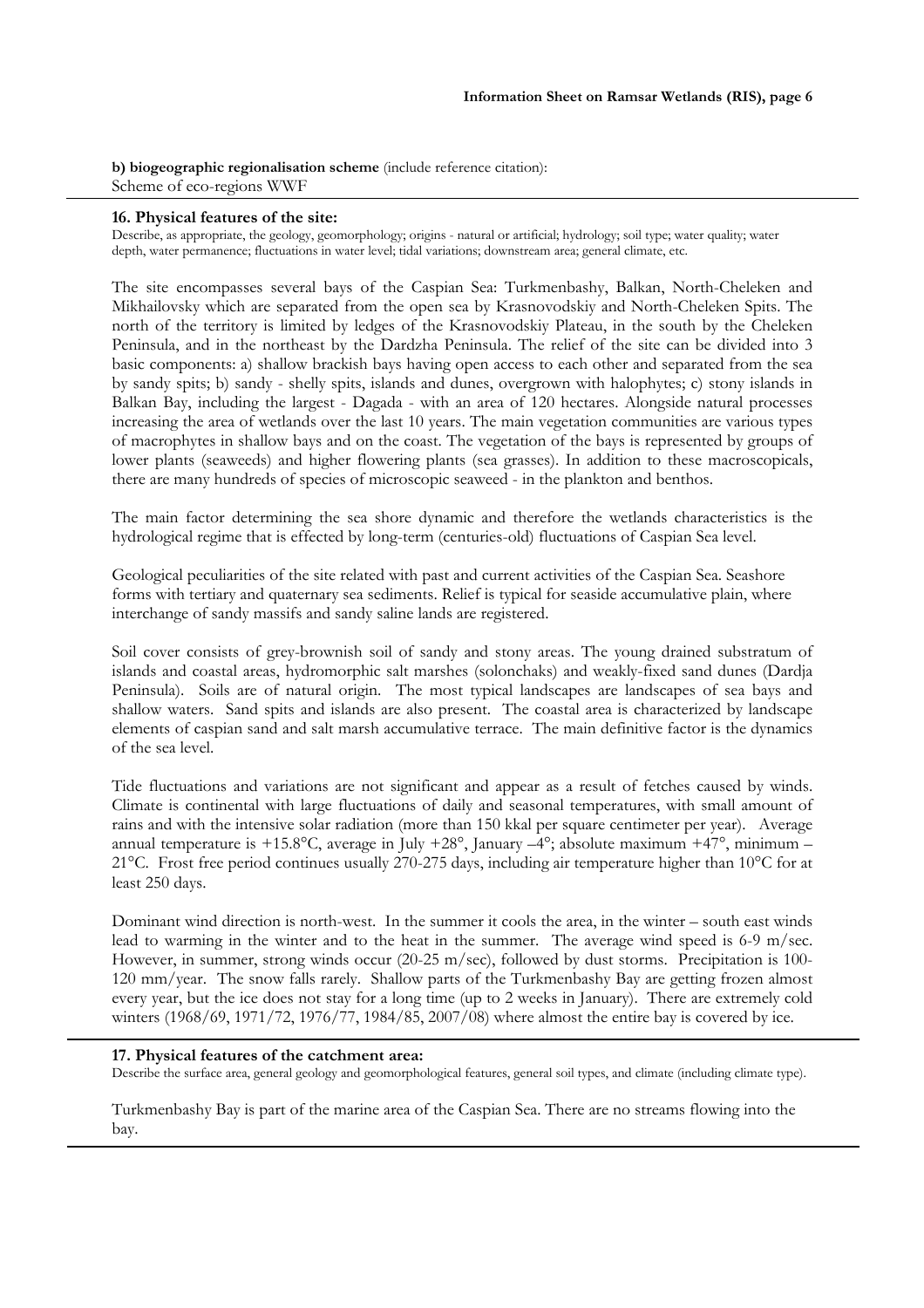**b) biogeographic regionalisation scheme** (include reference citation):
Scheme of eco-regions WWF

**16. Physical features of the site:**

Describe, as appropriate, the geology, geomorphology; origins - natural or artificial; hydrology; soil type; water quality; water depth, water permanence; fluctuations in water level; tidal variations; downstream area; general climate, etc.

The site encompasses several bays of the Caspian Sea: Turkmenbashy, Balkan, North-Cheleken and Mikhailovsky which are separated from the open sea by Krasnovodskiy and North-Cheleken Spits. The north of the territory is limited by ledges of the Krasnovodskiy Plateau, in the south by the Cheleken Peninsula, and in the northeast by the Dardzha Peninsula. The relief of the site can be divided into 3 basic components: a) shallow brackish bays having open access to each other and separated from the sea by sandy spits; b) sandy - shelly spits, islands and dunes, overgrown with halophytes; c) stony islands in Balkan Bay, including the largest - Dagada - with an area of 120 hectares. Alongside natural processes increasing the area of wetlands over the last 10 years. The main vegetation communities are various types of macrophytes in shallow bays and on the coast. The vegetation of the bays is represented by groups of lower plants (seaweeds) and higher flowering plants (sea grasses). In addition to these macroscopicals, there are many hundreds of species of microscopic seaweed - in the plankton and benthos.

The main factor determining the sea shore dynamic and therefore the wetlands characteristics is the hydrological regime that is effected by long-term (centuries-old) fluctuations of Caspian Sea level.

Geological peculiarities of the site related with past and current activities of the Caspian Sea. Seashore forms with tertiary and quaternary sea sediments. Relief is typical for seaside accumulative plain, where interchange of sandy massifs and sandy saline lands are registered.

Soil cover consists of grey-brownish soil of sandy and stony areas. The young drained substratum of islands and coastal areas, hydromorphic salt marshes (solonchaks) and weakly-fixed sand dunes (Dardja Peninsula). Soils are of natural origin. The most typical landscapes are landscapes of sea bays and shallow waters. Sand spits and islands are also present. The coastal area is characterized by landscape elements of caspian sand and salt marsh accumulative terrace. The main definitive factor is the dynamics of the sea level.

Tide fluctuations and variations are not significant and appear as a result of fetches caused by winds. Climate is continental with large fluctuations of daily and seasonal temperatures, with small amount of rains and with the intensive solar radiation (more than 150 kkal per square centimeter per year). Average annual temperature is +15.8°C, average in July +28°, January –4°; absolute maximum +47°, minimum –21°C. Frost free period continues usually 270-275 days, including air temperature higher than 10°C for at least 250 days.

Dominant wind direction is north-west. In the summer it cools the area, in the winter – south east winds lead to warming in the winter and to the heat in the summer. The average wind speed is 6-9 m/sec. However, in summer, strong winds occur (20-25 m/sec), followed by dust storms. Precipitation is 100-120 mm/year. The snow falls rarely. Shallow parts of the Turkmenbashy Bay are getting frozen almost every year, but the ice does not stay for a long time (up to 2 weeks in January). There are extremely cold winters (1968/69, 1971/72, 1976/77, 1984/85, 2007/08) where almost the entire bay is covered by ice.

**17. Physical features of the catchment area:**

Describe the surface area, general geology and geomorphological features, general soil types, and climate (including climate type).

Turkmenbashy Bay is part of the marine area of the Caspian Sea. There are no streams flowing into the bay.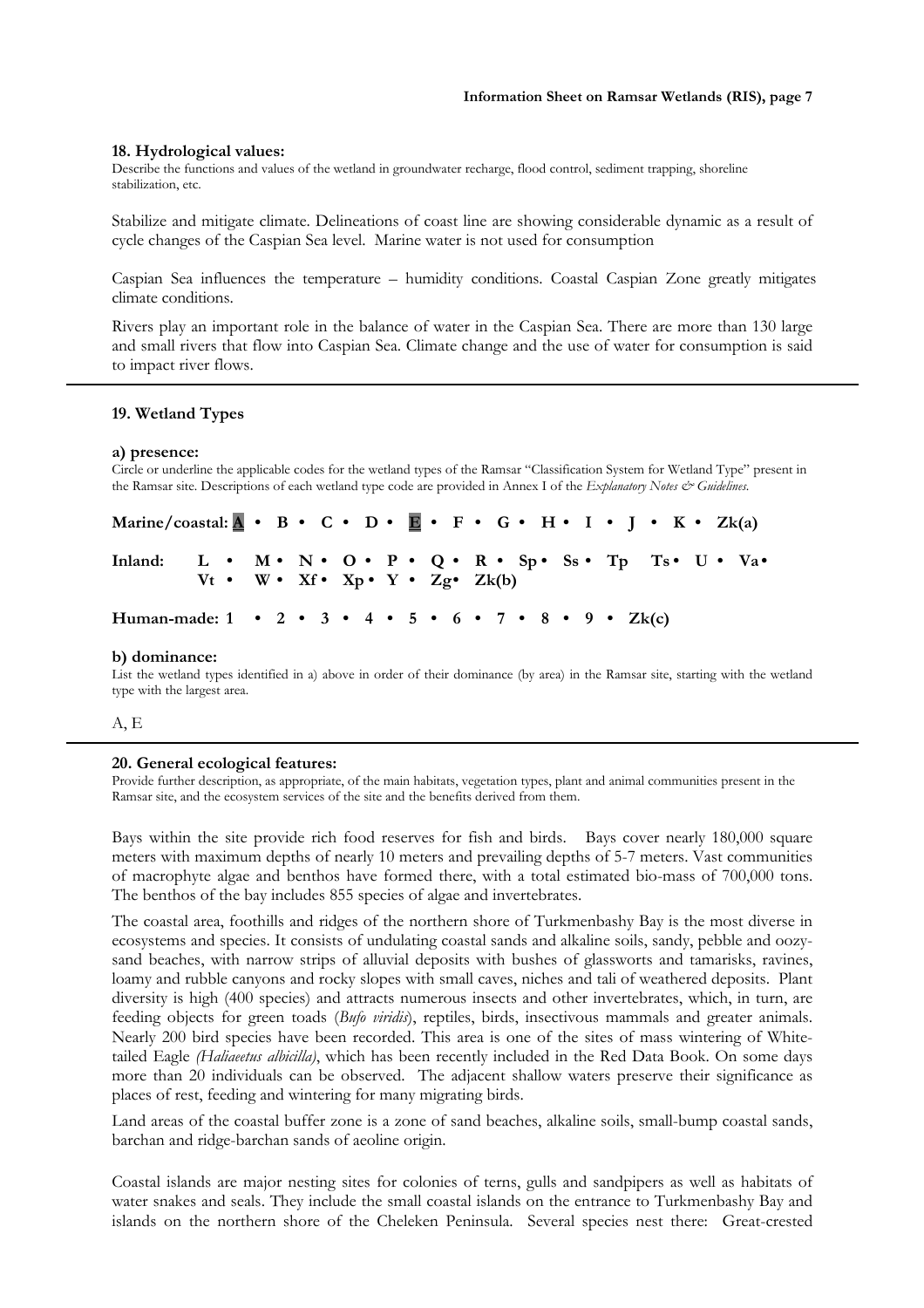### 18. Hydrological values:

Describe the functions and values of the wetland in groundwater recharge, flood control, sediment trapping, shoreline stabilization, etc.

Stabilize and mitigate climate. Delineations of coast line are showing considerable dynamic as a result of cycle changes of the Caspian Sea level. Marine water is not used for consumption

Caspian Sea influences the temperature – humidity conditions. Coastal Caspian Zone greatly mitigates climate conditions.

Rivers play an important role in the balance of water in the Caspian Sea. There are more than 130 large and small rivers that flow into Caspian Sea. Climate change and the use of water for consumption is said to impact river flows.

---

### 19. Wetland Types

**a) presence:**

Circle or underline the applicable codes for the wetland types of the Ramsar "Classification System for Wetland Type" present in the Ramsar site. Descriptions of each wetland type code are provided in Annex I of the *Explanatory Notes & Guidelines*.

**Marine/coastal:** **<u>A</u>** • B • C • D • **<u>E</u>** • F • G • H • I • J • K • Zk(a)

**Inland:** L • M • N • O • P • Q • R • Sp • Ss • Tp Ts • U • Va • Vt • W • Xf • Xp • Y • Zg • Zk(b)

**Human-made:** 1 • 2 • 3 • 4 • 5 • 6 • 7 • 8 • 9 • Zk(c)

**b) dominance:**

List the wetland types identified in a) above in order of their dominance (by area) in the Ramsar site, starting with the wetland type with the largest area.

A, E

---

### 20. General ecological features:

Provide further description, as appropriate, of the main habitats, vegetation types, plant and animal communities present in the Ramsar site, and the ecosystem services of the site and the benefits derived from them.

Bays within the site provide rich food reserves for fish and birds. Bays cover nearly 180,000 square meters with maximum depths of nearly 10 meters and prevailing depths of 5-7 meters. Vast communities of macrophyte algae and benthos have formed there, with a total estimated bio-mass of 700,000 tons. The benthos of the bay includes 855 species of algae and invertebrates.

The coastal area, foothills and ridges of the northern shore of Turkmenbashy Bay is the most diverse in ecosystems and species. It consists of undulating coastal sands and alkaline soils, sandy, pebble and oozy-sand beaches, with narrow strips of alluvial deposits with bushes of glassworts and tamarisks, ravines, loamy and rubble canyons and rocky slopes with small caves, niches and tali of weathered deposits. Plant diversity is high (400 species) and attracts numerous insects and other invertebrates, which, in turn, are feeding objects for green toads (*Bufo viridis*), reptiles, birds, insectivous mammals and greater animals. Nearly 200 bird species have been recorded. This area is one of the sites of mass wintering of White-tailed Eagle *(Haliaeetus albicilla)*, which has been recently included in the Red Data Book. On some days more than 20 individuals can be observed. The adjacent shallow waters preserve their significance as places of rest, feeding and wintering for many migrating birds.

Land areas of the coastal buffer zone is a zone of sand beaches, alkaline soils, small-bump coastal sands, barchan and ridge-barchan sands of aeoline origin.

Coastal islands are major nesting sites for colonies of terns, gulls and sandpipers as well as habitats of water snakes and seals. They include the small coastal islands on the entrance to Turkmenbashy Bay and islands on the northern shore of the Cheleken Peninsula. Several species nest there: Great-crested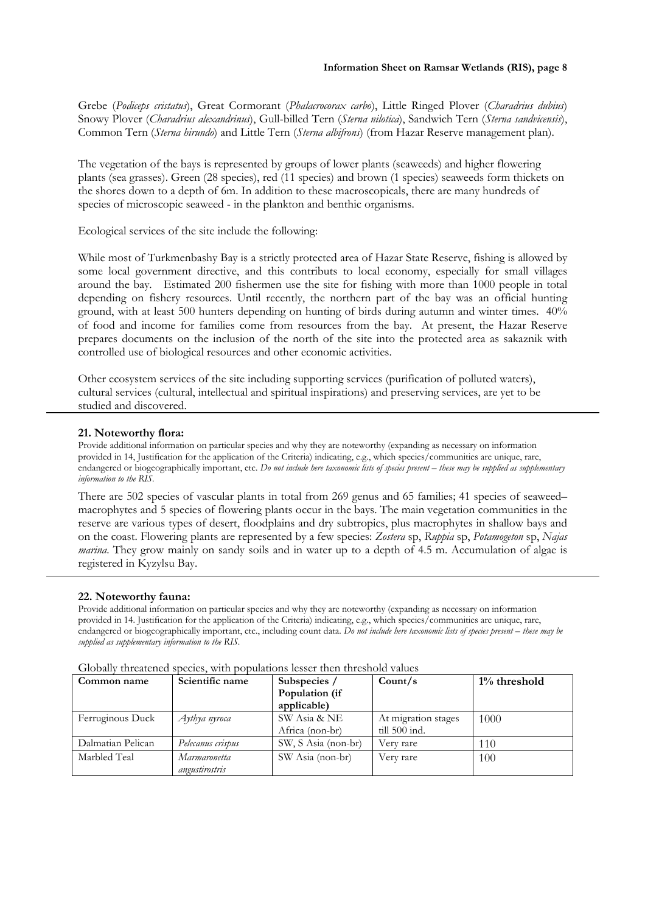Grebe (*Podiceps cristatus*), Great Cormorant (*Phalacrocorax carbo*), Little Ringed Plover (*Charadrius dubius*) Snowy Plover (*Charadrius alexandrinus*), Gull-billed Tern (*Sterna nilotica*), Sandwich Tern (*Sterna sandvicensis*), Common Tern (*Sterna hirundo*) and Little Tern (*Sterna albifrons*) (from Hazar Reserve management plan).

The vegetation of the bays is represented by groups of lower plants (seaweeds) and higher flowering plants (sea grasses). Green (28 species), red (11 species) and brown (1 species) seaweeds form thickets on the shores down to a depth of 6m. In addition to these macroscopicals, there are many hundreds of species of microscopic seaweed - in the plankton and benthic organisms.

Ecological services of the site include the following:

While most of Turkmenbashy Bay is a strictly protected area of Hazar State Reserve, fishing is allowed by some local government directive, and this contributs to local economy, especially for small villages around the bay. Estimated 200 fishermen use the site for fishing with more than 1000 people in total depending on fishery resources. Until recently, the northern part of the bay was an official hunting ground, with at least 500 hunters depending on hunting of birds during autumn and winter times. 40% of food and income for families come from resources from the bay. At present, the Hazar Reserve prepares documents on the inclusion of the north of the site into the protected area as sakaznik with controlled use of biological resources and other economic activities.

Other ecosystem services of the site including supporting services (purification of polluted waters), cultural services (cultural, intellectual and spiritual inspirations) and preserving services, are yet to be studied and discovered.

### 21. Noteworthy flora:

Provide additional information on particular species and why they are noteworthy (expanding as necessary on information provided in 14, Justification for the application of the Criteria) indicating, e.g., which species/communities are unique, rare, endangered or biogeographically important, etc. *Do not include here taxonomic lists of species present – these may be supplied as supplementary information to the RIS.*

There are 502 species of vascular plants in total from 269 genus and 65 families; 41 species of seaweed–macrophytes and 5 species of flowering plants occur in the bays. The main vegetation communities in the reserve are various types of desert, floodplains and dry subtropics, plus macrophytes in shallow bays and on the coast. Flowering plants are represented by a few species: *Zostera* sp, *Ruppia* sp, *Potamogeton* sp, *Najas marina*. They grow mainly on sandy soils and in water up to a depth of 4.5 m. Accumulation of algae is registered in Kyzylsu Bay.

### 22. Noteworthy fauna:

Provide additional information on particular species and why they are noteworthy (expanding as necessary on information provided in 14. Justification for the application of the Criteria) indicating, e.g., which species/communities are unique, rare, endangered or biogeographically important, etc., including count data. *Do not include here taxonomic lists of species present – these may be supplied as supplementary information to the RIS.*

Globally threatened species, with populations lesser then threshold values

| Common name | Scientific name | Subspecies / Population (if applicable) | Count/s | 1% threshold |
|---|---|---|---|---|
| Ferruginous Duck | *Aythya nyroca* | SW Asia & NE Africa (non-br) | At migration stages till 500 ind. | 1000 |
| Dalmatian Pelican | *Pelecanus crispus* | SW, S Asia (non-br) | Very rare | 110 |
| Marbled Teal | *Marmaronetta angustirostris* | SW Asia (non-br) | Very rare | 100 |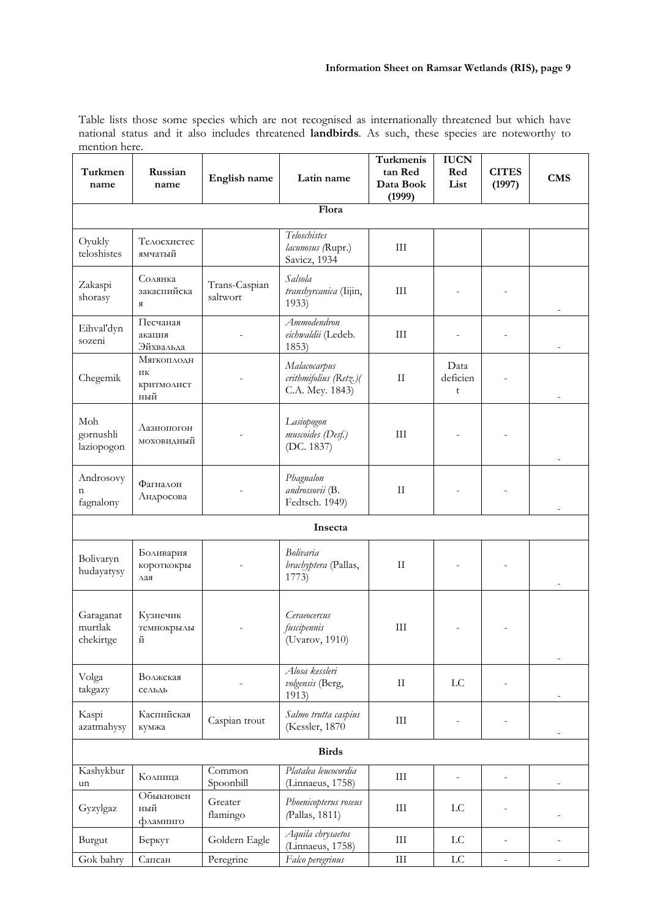Table lists those some species which are not recognised as internationally threatened but which have national status and it also includes threatened **landbirds**. As such, these species are noteworthy to mention here.

| Turkmen name | Russian name | English name | Latin name | Turkmenistan Red Data Book (1999) | IUCN Red List | CITES (1997) | CMS |
|---|---|---|---|---|---|---|---|
| **Flora** | | | | | | | |
| Oyukly teloshistes | Телосхистес ямчатый | | *Teloschistes lacunosus (*Rupr.) Savicz, 1934 | III | | | |
| Zakaspi shorasy | Солянка закаспийская | Trans-Caspian saltwort | *Salsola transhyrcanica* (Iijin, 1933) | III | - | - | - |
| Eihval'dyn sozeni | Песчаная акация Эйхвальда | - | *Ammodendron eichwaldii* (Ledeb. 1853) | III | - | - | - |
| Chegemik | Мягкоплодник критмолистный | - | *Malacocarpus crithmifolius (Retz.)(* C.A. Mey. 1843) | II | Data deficient | - | - |
| Moh gornushli laziopogon | Лазиопогон моховидный | - | *Lasiopogon muscoides (Desf.)* (DC. 1837) | III | - | - | - |
| Androsovyn fagnalony | Фагналон Андросова | - | *Phagnalon androssovii* (B. Fedtsch. 1949) | II | - | - | - |
| **Insecta** | | | | | | | |
| Bolivaryn hudayatysy | Боливария короткокрылая | - | *Bolivaria brachyptera* (Pallas, 1773) | II | - | - | - |
| Garaganat murtlak chekirtge | Кузнечик темнокрылый | - | *Ceraeocercus fuscipennis* (Uvarov, 1910) | III | - | - | - |
| Volga takgazy | Волжская сельдь | - | *Alosa kessleri volgensis* (Berg, 1913) | II | LC | - | - |
| Kaspi azatmahysy | Каспийская кумжа | Caspian trout | *Salmo trutta caspius* (Kessler, 1870 | III | - | - | - |
| **Birds** | | | | | | | |
| Kashykburun | Колпица | Common Spoonbill | *Platalea leucocordia* (Linnaeus, 1758) | III | - | - | - |
| Gyzylgaz | Обыкновенный фламинго | Greater flamingo | *Phoenicopterus roseus (*Pallas, 1811) | III | LC | - | - |
| Burgut | Беркут | Goldern Eagle | *Aquila chrysaetos* (Linnaeus, 1758) | III | LC | - | - |
| Gok bahry | Сапсан | Peregrine | *Falco peregrinus* | III | LC | - | - |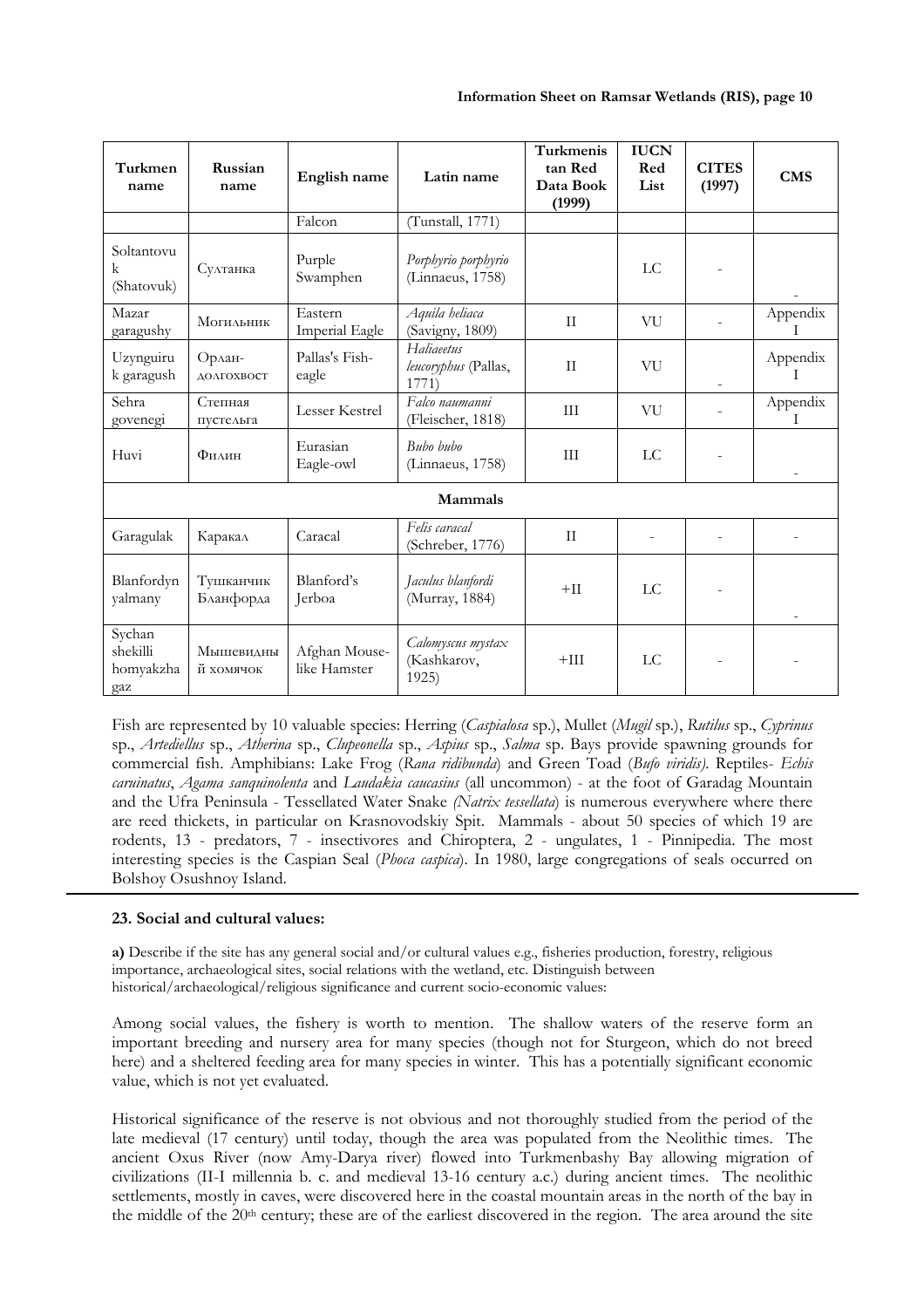| Turkmen name | Russian name | English name | Latin name | Turkmenistan Red Data Book (1999) | IUCN Red List | CITES (1997) | CMS |
|---|---|---|---|---|---|---|---|
| | | Falcon | (Tunstall, 1771) | | | | |
| Soltantovuk (Shatovuk) | Султанка | Purple Swamphen | *Porphyrio porphyrio* (Linnaeus, 1758) | | LC | - | - |
| Mazar garagushy | Могильник | Eastern Imperial Eagle | *Aquila heliaca* (Savigny, 1809) | II | VU | - | Appendix I |
| Uzynguiruk garagush | Орлан-долгохвост | Pallas's Fish-eagle | *Haliaeetus leucoryphus* (Pallas, 1771) | II | VU | - | Appendix I |
| Sehra govenegi | Степная пустельга | Lesser Kestrel | *Falco naumanni* (Fleischer, 1818) | III | VU | - | Appendix I |
| Huvi | Филин | Eurasian Eagle-owl | *Bubo bubo* (Linnaeus, 1758) | III | LC | - | - |
| **Mammals** | | | | | | | |
| Garagulak | Каракал | Caracal | *Felis caracal* (Schreber, 1776) | II | - | - | - |
| Blanfordyn yalmany | Тушканчик Бланфорда | Blanford's Jerboa | *Jaculus blanfordi* (Murray, 1884) | +II | LC | - | - |
| Sychan shekilli homyakzhagaz | Мышевидный хомячок | Afghan Mouse-like Hamster | *Calomyscus mystax* (Kashkarov, 1925) | +III | LC | - | - |

Fish are represented by 10 valuable species: Herring (*Caspialosa* sp.), Mullet (*Mugil* sp.), *Rutilus* sp., *Cyprinus* sp., *Artediellus* sp., *Atherina* sp., *Clupeonella* sp., *Aspius* sp., *Salma* sp. Bays provide spawning grounds for commercial fish. Amphibians: Lake Frog (*Rana ridibunda*) and Green Toad (*Bufo viridis)*. Reptiles- *Echis caruinatus*, *Agama sanquinolenta* and *Laudakia caucasius* (all uncommon) - at the foot of Garadag Mountain and the Ufra Peninsula - Tessellated Water Snake *(Natrix tessellata*) is numerous everywhere where there are reed thickets, in particular on Krasnovodskiy Spit. Mammals - about 50 species of which 19 are rodents, 13 - predators, 7 - insectivores and Chiroptera, 2 - ungulates, 1 - Pinnipedia. The most interesting species is the Caspian Seal (*Phoca caspica*). In 1980, large congregations of seals occurred on Bolshoy Osushnoy Island.

### 23. Social and cultural values:

**a)** Describe if the site has any general social and/or cultural values e.g., fisheries production, forestry, religious importance, archaeological sites, social relations with the wetland, etc. Distinguish between historical/archaeological/religious significance and current socio-economic values:

Among social values, the fishery is worth to mention. The shallow waters of the reserve form an important breeding and nursery area for many species (though not for Sturgeon, which do not breed here) and a sheltered feeding area for many species in winter. This has a potentially significant economic value, which is not yet evaluated.

Historical significance of the reserve is not obvious and not thoroughly studied from the period of the late medieval (17 century) until today, though the area was populated from the Neolithic times. The ancient Oxus River (now Amy-Darya river) flowed into Turkmenbashy Bay allowing migration of civilizations (II-I millennia b. c. and medieval 13-16 century a.c.) during ancient times. The neolithic settlements, mostly in caves, were discovered here in the coastal mountain areas in the north of the bay in the middle of the 20th century; these are of the earliest discovered in the region. The area around the site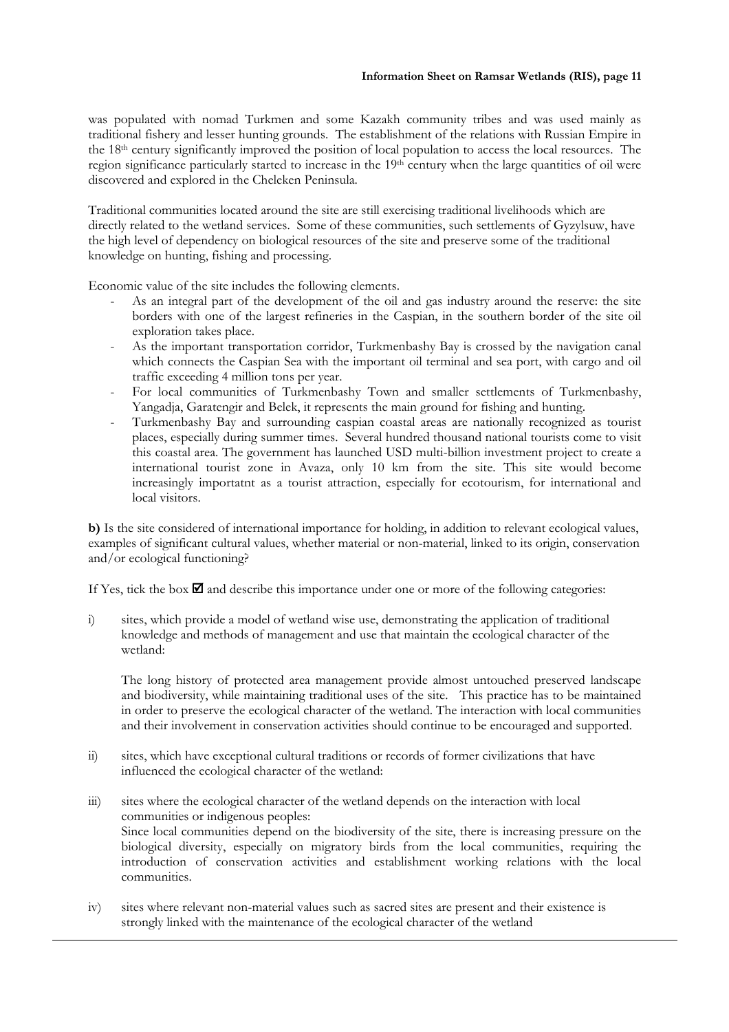was populated with nomad Turkmen and some Kazakh community tribes and was used mainly as traditional fishery and lesser hunting grounds. The establishment of the relations with Russian Empire in the 18th century significantly improved the position of local population to access the local resources. The region significance particularly started to increase in the 19th century when the large quantities of oil were discovered and explored in the Cheleken Peninsula.

Traditional communities located around the site are still exercising traditional livelihoods which are directly related to the wetland services. Some of these communities, such settlements of Gyzylsuw, have the high level of dependency on biological resources of the site and preserve some of the traditional knowledge on hunting, fishing and processing.

Economic value of the site includes the following elements.

- As an integral part of the development of the oil and gas industry around the reserve: the site borders with one of the largest refineries in the Caspian, in the southern border of the site oil exploration takes place.
- As the important transportation corridor, Turkmenbashy Bay is crossed by the navigation canal which connects the Caspian Sea with the important oil terminal and sea port, with cargo and oil traffic exceeding 4 million tons per year.
- For local communities of Turkmenbashy Town and smaller settlements of Turkmenbashy, Yangadja, Garatengir and Belek, it represents the main ground for fishing and hunting.
- Turkmenbashy Bay and surrounding caspian coastal areas are nationally recognized as tourist places, especially during summer times. Several hundred thousand national tourists come to visit this coastal area. The government has launched USD multi-billion investment project to create a international tourist zone in Avaza, only 10 km from the site. This site would become increasingly importatnt as a tourist attraction, especially for ecotourism, for international and local visitors.

**b)** Is the site considered of international importance for holding, in addition to relevant ecological values, examples of significant cultural values, whether material or non-material, linked to its origin, conservation and/or ecological functioning?

If Yes, tick the box ☑ and describe this importance under one or more of the following categories:

i) sites, which provide a model of wetland wise use, demonstrating the application of traditional knowledge and methods of management and use that maintain the ecological character of the wetland:

The long history of protected area management provide almost untouched preserved landscape and biodiversity, while maintaining traditional uses of the site. This practice has to be maintained in order to preserve the ecological character of the wetland. The interaction with local communities and their involvement in conservation activities should continue to be encouraged and supported.

ii) sites, which have exceptional cultural traditions or records of former civilizations that have influenced the ecological character of the wetland:

iii) sites where the ecological character of the wetland depends on the interaction with local communities or indigenous peoples:
Since local communities depend on the biodiversity of the site, there is increasing pressure on the biological diversity, especially on migratory birds from the local communities, requiring the introduction of conservation activities and establishment working relations with the local communities.

iv) sites where relevant non-material values such as sacred sites are present and their existence is strongly linked with the maintenance of the ecological character of the wetland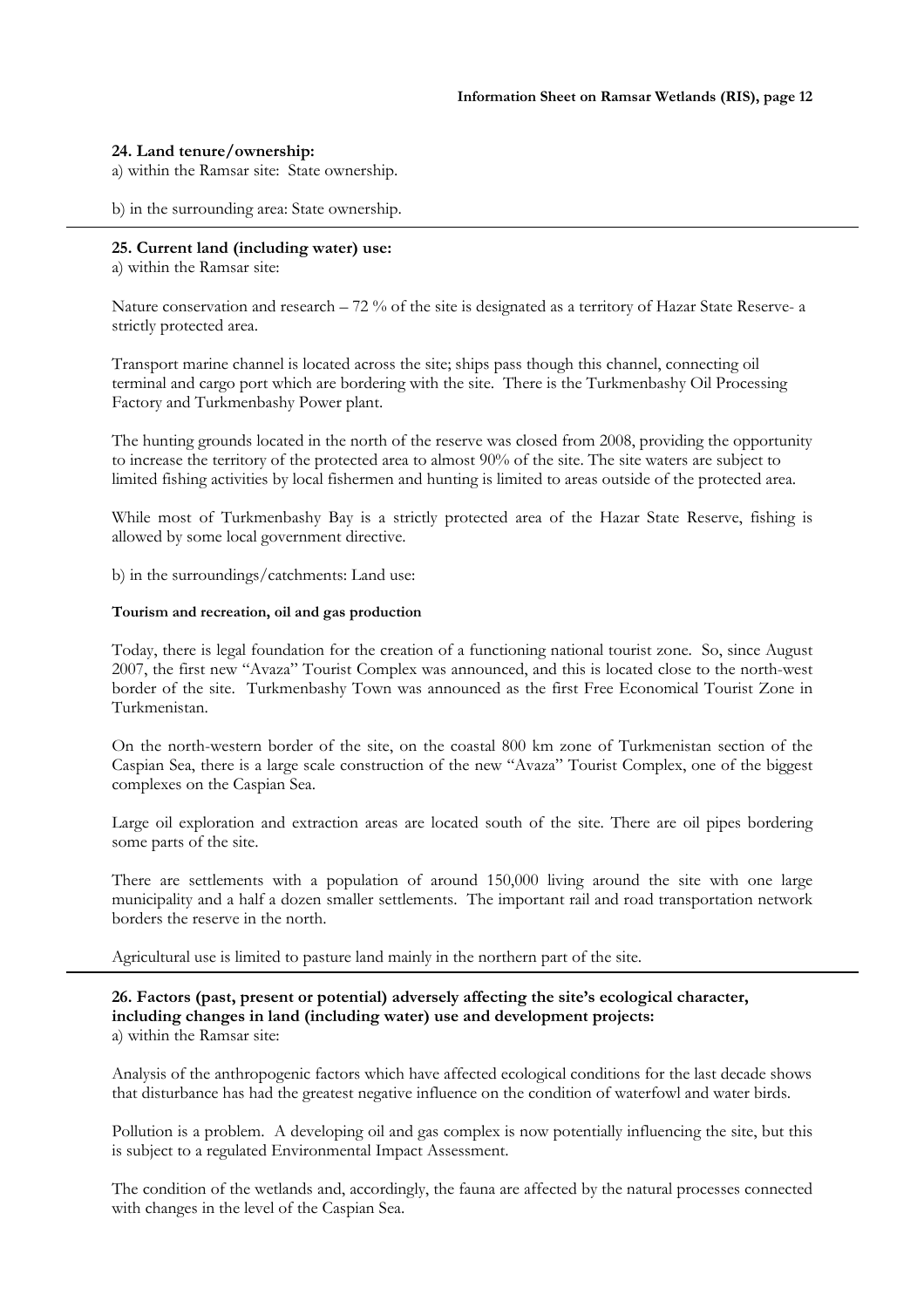**24. Land tenure/ownership:**

a) within the Ramsar site: State ownership.

b) in the surrounding area: State ownership.

---

**25. Current land (including water) use:**

a) within the Ramsar site:

Nature conservation and research – 72 % of the site is designated as a territory of Hazar State Reserve- a strictly protected area.

Transport marine channel is located across the site; ships pass though this channel, connecting oil terminal and cargo port which are bordering with the site. There is the Turkmenbashy Oil Processing Factory and Turkmenbashy Power plant.

The hunting grounds located in the north of the reserve was closed from 2008, providing the opportunity to increase the territory of the protected area to almost 90% of the site. The site waters are subject to limited fishing activities by local fishermen and hunting is limited to areas outside of the protected area.

While most of Turkmenbashy Bay is a strictly protected area of the Hazar State Reserve, fishing is allowed by some local government directive.

b) in the surroundings/catchments: Land use:

**Tourism and recreation, oil and gas production**

Today, there is legal foundation for the creation of a functioning national tourist zone. So, since August 2007, the first new "Avaza" Tourist Complex was announced, and this is located close to the north-west border of the site. Turkmenbashy Town was announced as the first Free Economical Tourist Zone in Turkmenistan.

On the north-western border of the site, on the coastal 800 km zone of Turkmenistan section of the Caspian Sea, there is a large scale construction of the new "Avaza" Tourist Complex, one of the biggest complexes on the Caspian Sea.

Large oil exploration and extraction areas are located south of the site. There are oil pipes bordering some parts of the site.

There are settlements with a population of around 150,000 living around the site with one large municipality and a half a dozen smaller settlements. The important rail and road transportation network borders the reserve in the north.

Agricultural use is limited to pasture land mainly in the northern part of the site.

---

**26. Factors (past, present or potential) adversely affecting the site's ecological character, including changes in land (including water) use and development projects:**

a) within the Ramsar site:

Analysis of the anthropogenic factors which have affected ecological conditions for the last decade shows that disturbance has had the greatest negative influence on the condition of waterfowl and water birds.

Pollution is a problem. A developing oil and gas complex is now potentially influencing the site, but this is subject to a regulated Environmental Impact Assessment.

The condition of the wetlands and, accordingly, the fauna are affected by the natural processes connected with changes in the level of the Caspian Sea.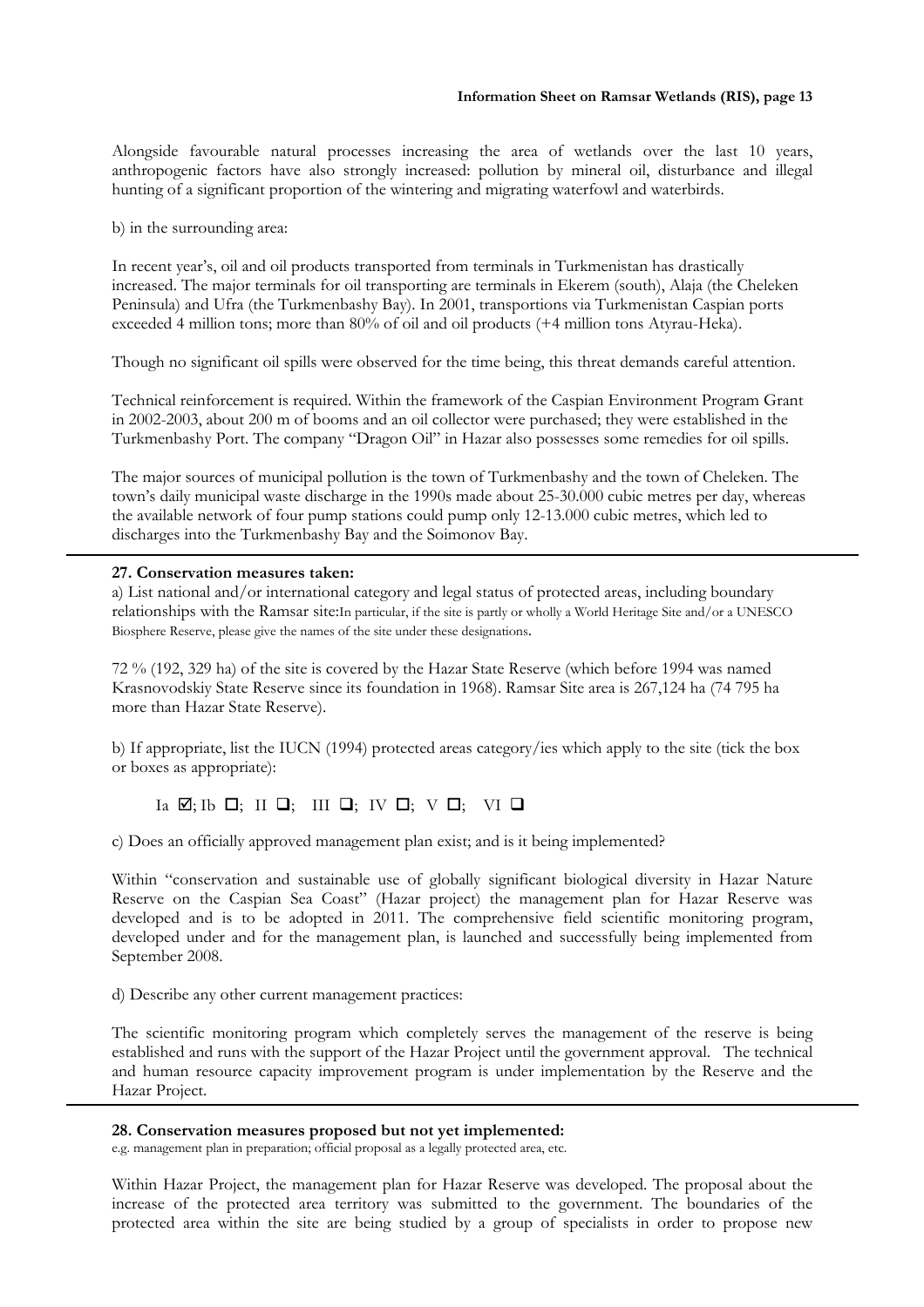Alongside favourable natural processes increasing the area of wetlands over the last 10 years, anthropogenic factors have also strongly increased: pollution by mineral oil, disturbance and illegal hunting of a significant proportion of the wintering and migrating waterfowl and waterbirds.

b) in the surrounding area:

In recent year's, oil and oil products transported from terminals in Turkmenistan has drastically increased. The major terminals for oil transporting are terminals in Ekerem (south), Alaja (the Cheleken Peninsula) and Ufra (the Turkmenbashy Bay). In 2001, transportions via Turkmenistan Caspian ports exceeded 4 million tons; more than 80% of oil and oil products (+4 million tons Atyrau-Heka).

Though no significant oil spills were observed for the time being, this threat demands careful attention.

Technical reinforcement is required. Within the framework of the Caspian Environment Program Grant in 2002-2003, about 200 m of booms and an oil collector were purchased; they were established in the Turkmenbashy Port. The company "Dragon Oil" in Hazar also possesses some remedies for oil spills.

The major sources of municipal pollution is the town of Turkmenbashy and the town of Cheleken. The town's daily municipal waste discharge in the 1990s made about 25-30.000 cubic metres per day, whereas the available network of four pump stations could pump only 12-13.000 cubic metres, which led to discharges into the Turkmenbashy Bay and the Soimonov Bay.

---

**27. Conservation measures taken:**

a) List national and/or international category and legal status of protected areas, including boundary relationships with the Ramsar site:In particular, if the site is partly or wholly a World Heritage Site and/or a UNESCO Biosphere Reserve, please give the names of the site under these designations.

72 % (192, 329 ha) of the site is covered by the Hazar State Reserve (which before 1994 was named Krasnovodskiy State Reserve since its foundation in 1968). Ramsar Site area is 267,124 ha (74 795 ha more than Hazar State Reserve).

b) If appropriate, list the IUCN (1994) protected areas category/ies which apply to the site (tick the box or boxes as appropriate):

Ia ☑; Ib ☐; II ☐; III ☐; IV ☐; V ☐; VI ☐

c) Does an officially approved management plan exist; and is it being implemented?

Within "conservation and sustainable use of globally significant biological diversity in Hazar Nature Reserve on the Caspian Sea Coast" (Hazar project) the management plan for Hazar Reserve was developed and is to be adopted in 2011. The comprehensive field scientific monitoring program, developed under and for the management plan, is launched and successfully being implemented from September 2008.

d) Describe any other current management practices:

The scientific monitoring program which completely serves the management of the reserve is being established and runs with the support of the Hazar Project until the government approval. The technical and human resource capacity improvement program is under implementation by the Reserve and the Hazar Project.

---

**28. Conservation measures proposed but not yet implemented:**

e.g. management plan in preparation; official proposal as a legally protected area, etc.

Within Hazar Project, the management plan for Hazar Reserve was developed. The proposal about the increase of the protected area territory was submitted to the government. The boundaries of the protected area within the site are being studied by a group of specialists in order to propose new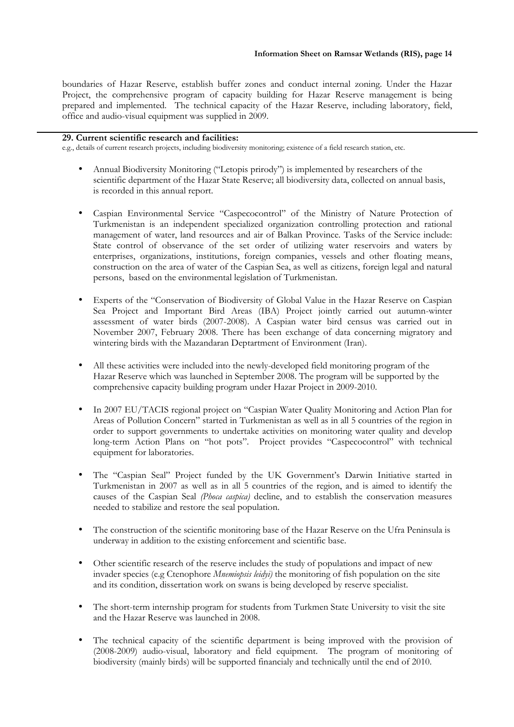boundaries of Hazar Reserve, establish buffer zones and conduct internal zoning. Under the Hazar Project, the comprehensive program of capacity building for Hazar Reserve management is being prepared and implemented. The technical capacity of the Hazar Reserve, including laboratory, field, office and audio-visual equipment was supplied in 2009.

**29. Current scientific research and facilities:**

e.g., details of current research projects, including biodiversity monitoring; existence of a field research station, etc.

- Annual Biodiversity Monitoring ("Letopis prirody") is implemented by researchers of the scientific department of the Hazar State Reserve; all biodiversity data, collected on annual basis, is recorded in this annual report.

- Caspian Environmental Service "Caspecocontrol" of the Ministry of Nature Protection of Turkmenistan is an independent specialized organization controlling protection and rational management of water, land resources and air of Balkan Province. Tasks of the Service include: State control of observance of the set order of utilizing water reservoirs and waters by enterprises, organizations, institutions, foreign companies, vessels and other floating means, construction on the area of water of the Caspian Sea, as well as citizens, foreign legal and natural persons, based on the environmental legislation of Turkmenistan.

- Experts of the "Conservation of Biodiversity of Global Value in the Hazar Reserve on Caspian Sea Project and Important Bird Areas (IBA) Project jointly carried out autumn-winter assessment of water birds (2007-2008). A Caspian water bird census was carried out in November 2007, February 2008. There has been exchange of data concerning migratory and wintering birds with the Mazandaran Deptartment of Environment (Iran).

- All these activities were included into the newly-developed field monitoring program of the Hazar Reserve which was launched in September 2008. The program will be supported by the comprehensive capacity building program under Hazar Project in 2009-2010.

- In 2007 EU/TACIS regional project on "Caspian Water Quality Monitoring and Action Plan for Areas of Pollution Concern" started in Turkmenistan as well as in all 5 countries of the region in order to support governments to undertake activities on monitoring water quality and develop long-term Action Plans on "hot pots". Project provides "Caspecocontrol" with technical equipment for laboratories.

- The "Caspian Seal" Project funded by the UK Government's Darwin Initiative started in Turkmenistan in 2007 as well as in all 5 countries of the region, and is aimed to identify the causes of the Caspian Seal *(Phoca caspica)* decline, and to establish the conservation measures needed to stabilize and restore the seal population.

- The construction of the scientific monitoring base of the Hazar Reserve on the Ufra Peninsula is underway in addition to the existing enforcement and scientific base.

- Other scientific research of the reserve includes the study of populations and impact of new invader species (e.g Ctenophore *Mnemiopsis leidyi)* the monitoring of fish population on the site and its condition, dissertation work on swans is being developed by reserve specialist.

- The short-term internship program for students from Turkmen State University to visit the site and the Hazar Reserve was launched in 2008.

- The technical capacity of the scientific department is being improved with the provision of (2008-2009) audio-visual, laboratory and field equipment. The program of monitoring of biodiversity (mainly birds) will be supported financialy and technically until the end of 2010.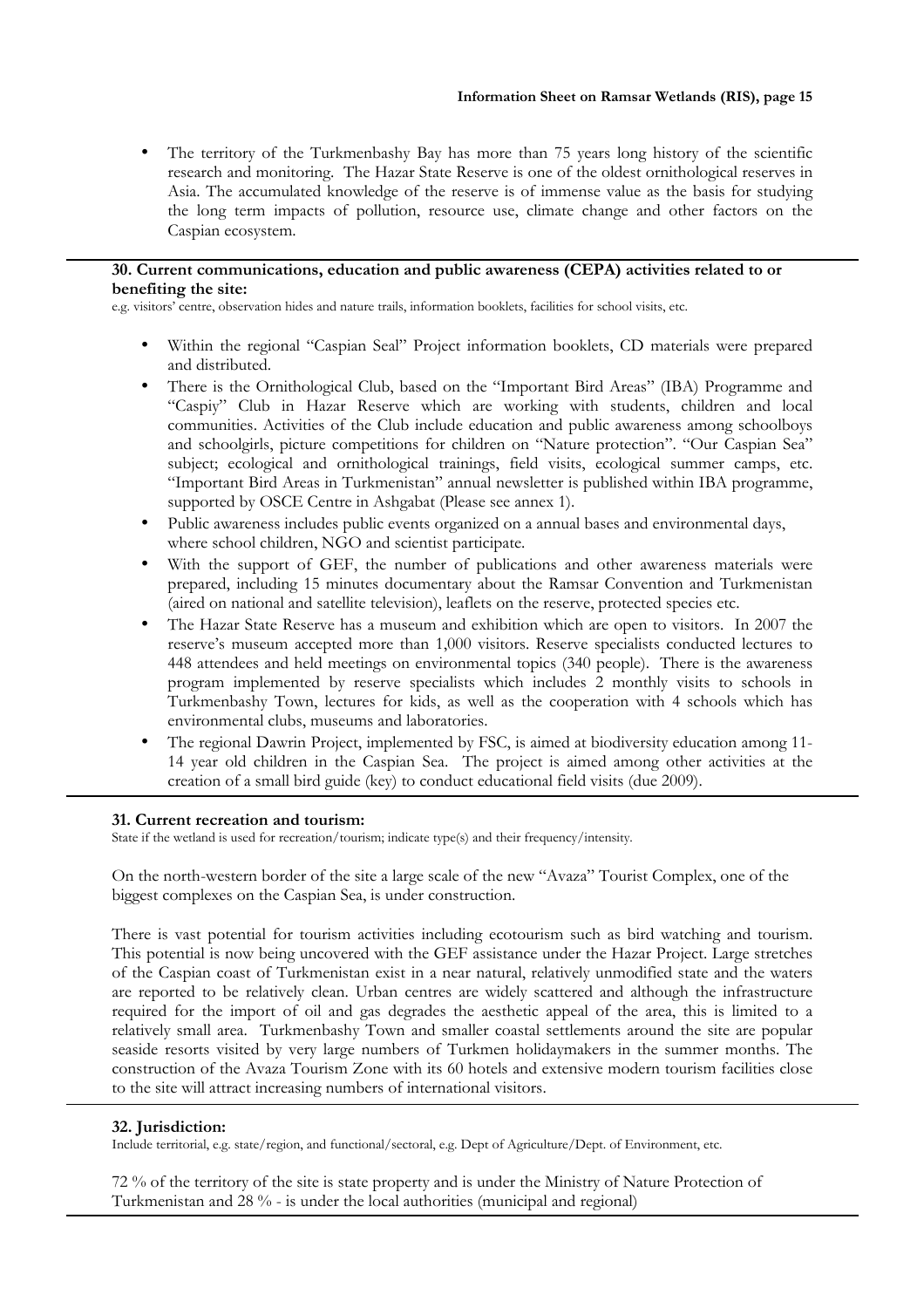- The territory of the Turkmenbashy Bay has more than 75 years long history of the scientific research and monitoring. The Hazar State Reserve is one of the oldest ornithological reserves in Asia. The accumulated knowledge of the reserve is of immense value as the basis for studying the long term impacts of pollution, resource use, climate change and other factors on the Caspian ecosystem.

**30. Current communications, education and public awareness (CEPA) activities related to or benefiting the site:**

e.g. visitors' centre, observation hides and nature trails, information booklets, facilities for school visits, etc.

- Within the regional "Caspian Seal" Project information booklets, CD materials were prepared and distributed.
- There is the Ornithological Club, based on the "Important Bird Areas" (IBA) Programme and "Caspiy" Club in Hazar Reserve which are working with students, children and local communities. Activities of the Club include education and public awareness among schoolboys and schoolgirls, picture competitions for children on "Nature protection". "Our Caspian Sea" subject; ecological and ornithological trainings, field visits, ecological summer camps, etc. "Important Bird Areas in Turkmenistan" annual newsletter is published within IBA programme, supported by OSCE Centre in Ashgabat (Please see annex 1).
- Public awareness includes public events organized on a annual bases and environmental days, where school children, NGO and scientist participate.
- With the support of GEF, the number of publications and other awareness materials were prepared, including 15 minutes documentary about the Ramsar Convention and Turkmenistan (aired on national and satellite television), leaflets on the reserve, protected species etc.
- The Hazar State Reserve has a museum and exhibition which are open to visitors. In 2007 the reserve's museum accepted more than 1,000 visitors. Reserve specialists conducted lectures to 448 attendees and held meetings on environmental topics (340 people). There is the awareness program implemented by reserve specialists which includes 2 monthly visits to schools in Turkmenbashy Town, lectures for kids, as well as the cooperation with 4 schools which has environmental clubs, museums and laboratories.
- The regional Dawrin Project, implemented by FSC, is aimed at biodiversity education among 11-14 year old children in the Caspian Sea. The project is aimed among other activities at the creation of a small bird guide (key) to conduct educational field visits (due 2009).

**31. Current recreation and tourism:**

State if the wetland is used for recreation/tourism; indicate type(s) and their frequency/intensity.

On the north-western border of the site a large scale of the new "Avaza" Tourist Complex, one of the biggest complexes on the Caspian Sea, is under construction.

There is vast potential for tourism activities including ecotourism such as bird watching and tourism. This potential is now being uncovered with the GEF assistance under the Hazar Project. Large stretches of the Caspian coast of Turkmenistan exist in a near natural, relatively unmodified state and the waters are reported to be relatively clean. Urban centres are widely scattered and although the infrastructure required for the import of oil and gas degrades the aesthetic appeal of the area, this is limited to a relatively small area. Turkmenbashy Town and smaller coastal settlements around the site are popular seaside resorts visited by very large numbers of Turkmen holidaymakers in the summer months. The construction of the Avaza Tourism Zone with its 60 hotels and extensive modern tourism facilities close to the site will attract increasing numbers of international visitors.

**32. Jurisdiction:**

Include territorial, e.g. state/region, and functional/sectoral, e.g. Dept of Agriculture/Dept. of Environment, etc.

72 % of the territory of the site is state property and is under the Ministry of Nature Protection of Turkmenistan and 28 % - is under the local authorities (municipal and regional)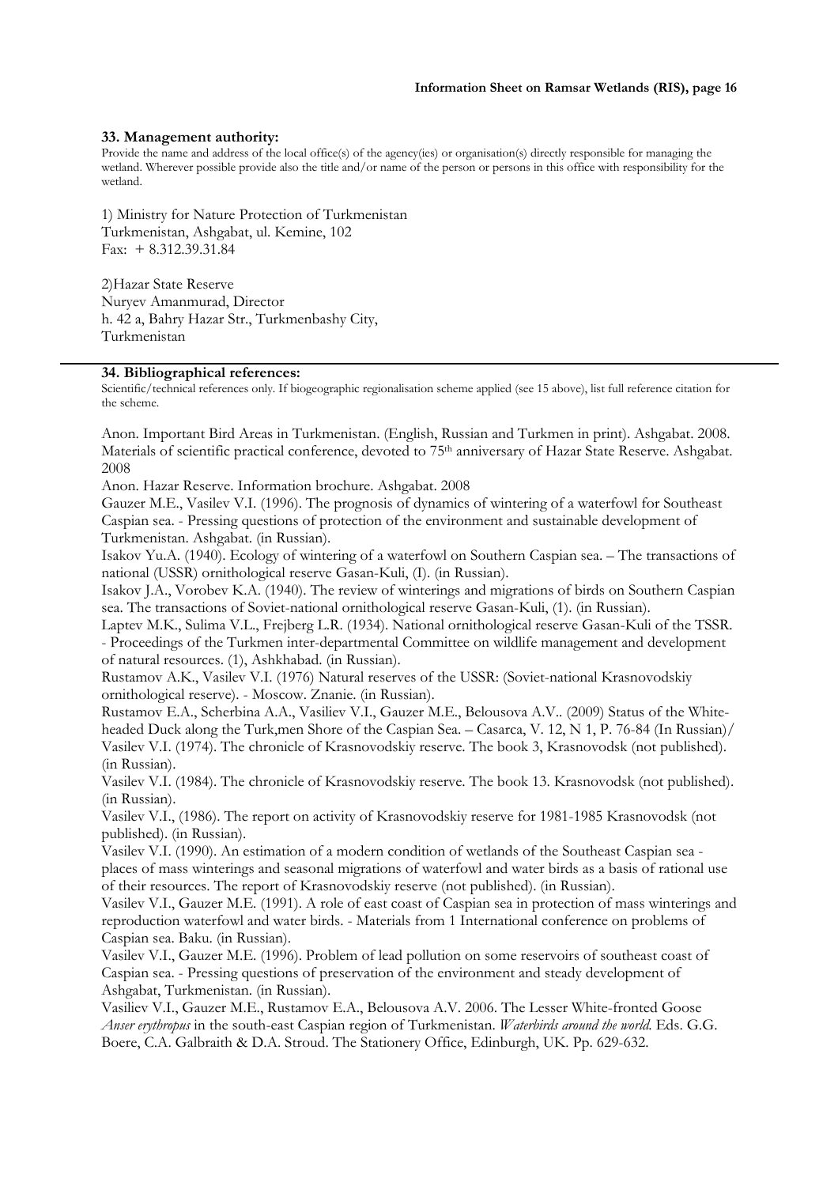### 33. Management authority:

Provide the name and address of the local office(s) of the agency(ies) or organisation(s) directly responsible for managing the wetland. Wherever possible provide also the title and/or name of the person or persons in this office with responsibility for the wetland.

1) Ministry for Nature Protection of Turkmenistan
Turkmenistan, Ashgabat, ul. Kemine, 102
Fax: + 8.312.39.31.84

2)Hazar State Reserve
Nuryev Amanmurad, Director
h. 42 a, Bahry Hazar Str., Turkmenbashy City,
Turkmenistan

### 34. Bibliographical references:

Scientific/technical references only. If biogeographic regionalisation scheme applied (see 15 above), list full reference citation for the scheme.

Anon. Important Bird Areas in Turkmenistan. (English, Russian and Turkmen in print). Ashgabat. 2008.
Materials of scientific practical conference, devoted to 75th anniversary of Hazar State Reserve. Ashgabat. 2008

Anon. Hazar Reserve. Information brochure. Ashgabat. 2008

Gauzer M.E., Vasilev V.I. (1996). The prognosis of dynamics of wintering of a waterfowl for Southeast Caspian sea. - Pressing questions of protection of the environment and sustainable development of Turkmenistan. Ashgabat. (in Russian).

Isakov Yu.A. (1940). Ecology of wintering of a waterfowl on Southern Caspian sea. – The transactions of national (USSR) ornithological reserve Gasan-Kuli, (I). (in Russian).

Isakov J.A., Vorobev K.A. (1940). The review of winterings and migrations of birds on Southern Caspian sea. The transactions of Soviet-national ornithological reserve Gasan-Kuli, (1). (in Russian).

Laptev M.K., Sulima V.L., Frejberg L.R. (1934). National ornithological reserve Gasan-Kuli of the TSSR. - Proceedings of the Turkmen inter-departmental Committee on wildlife management and development of natural resources. (1), Ashkhabad. (in Russian).

Rustamov A.K., Vasilev V.I. (1976) Natural reserves of the USSR: (Soviet-national Krasnovodskiy ornithological reserve). - Moscow. Znanie. (in Russian).

Rustamov E.A., Scherbina A.A., Vasiliev V.I., Gauzer M.E., Belousova A.V.. (2009) Status of the White-headed Duck along the Turk,men Shore of the Caspian Sea. – Casarca, V. 12, N 1, P. 76-84 (In Russian)/

Vasilev V.I. (1974). The chronicle of Krasnovodskiy reserve. The book 3, Krasnovodsk (not published). (in Russian).

Vasilev V.I. (1984). The chronicle of Krasnovodskiy reserve. The book 13. Krasnovodsk (not published). (in Russian).

Vasilev V.I., (1986). The report on activity of Krasnovodskiy reserve for 1981-1985 Krasnovodsk (not published). (in Russian).

Vasilev V.I. (1990). An estimation of a modern condition of wetlands of the Southeast Caspian sea - places of mass winterings and seasonal migrations of waterfowl and water birds as a basis of rational use of their resources. The report of Krasnovodskiy reserve (not published). (in Russian).

Vasilev V.I., Gauzer M.E. (1991). A role of east coast of Caspian sea in protection of mass winterings and reproduction waterfowl and water birds. - Materials from 1 International conference on problems of Caspian sea. Baku. (in Russian).

Vasilev V.I., Gauzer M.E. (1996). Problem of lead pollution on some reservoirs of southeast coast of Caspian sea. - Pressing questions of preservation of the environment and steady development of Ashgabat, Turkmenistan. (in Russian).

Vasiliev V.I., Gauzer M.E., Rustamov E.A., Belousova A.V. 2006. The Lesser White-fronted Goose *Anser erythropus* in the south-east Caspian region of Turkmenistan. *Waterbirds around the world.* Eds. G.G. Boere, C.A. Galbraith & D.A. Stroud. The Stationery Office, Edinburgh, UK. Pp. 629-632.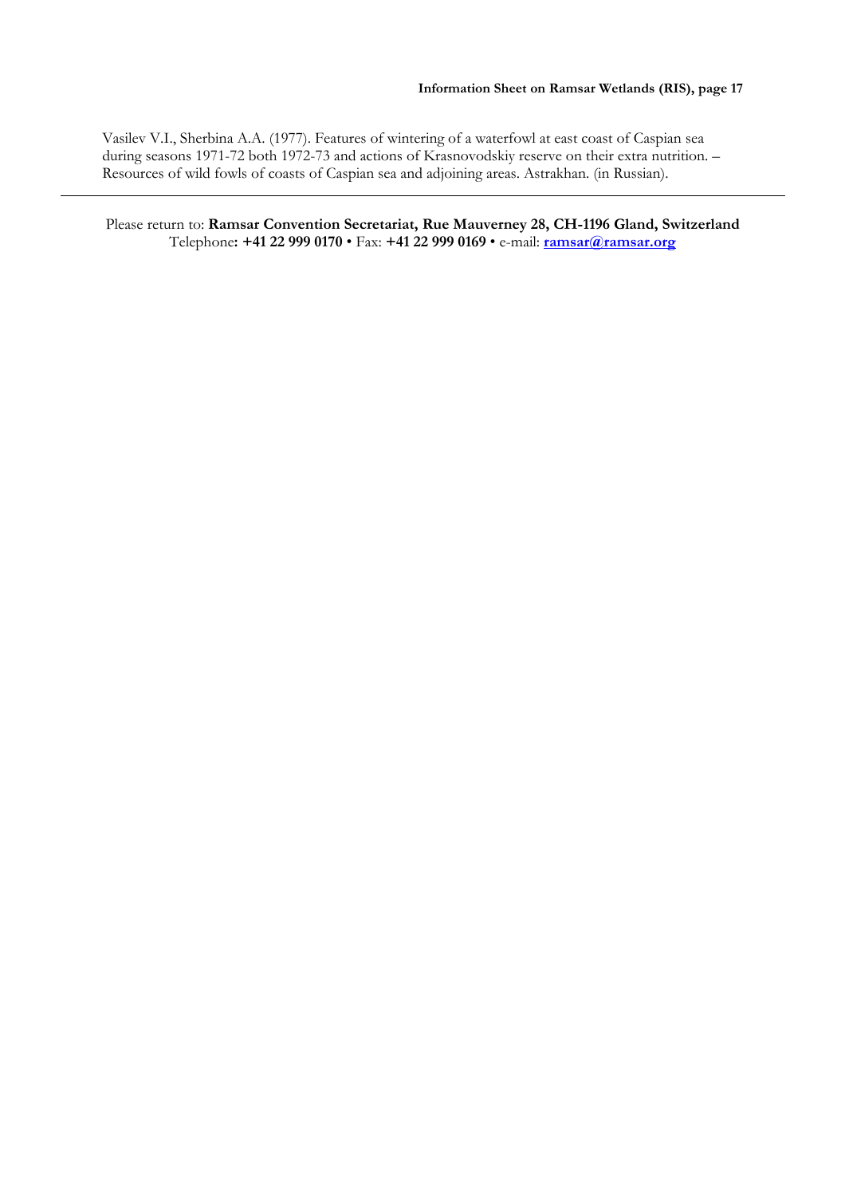Vasilev V.I., Sherbina A.A. (1977). Features of wintering of a waterfowl at east coast of Caspian sea during seasons 1971-72 both 1972-73 and actions of Krasnovodskiy reserve on their extra nutrition. – Resources of wild fowls of coasts of Caspian sea and adjoining areas. Astrakhan. (in Russian).

---

Please return to: **Ramsar Convention Secretariat, Rue Mauverney 28, CH-1196 Gland, Switzerland**
Telephone**: +41 22 999 0170** • Fax: **+41 22 999 0169** • e-mail: **ramsar@ramsar.org**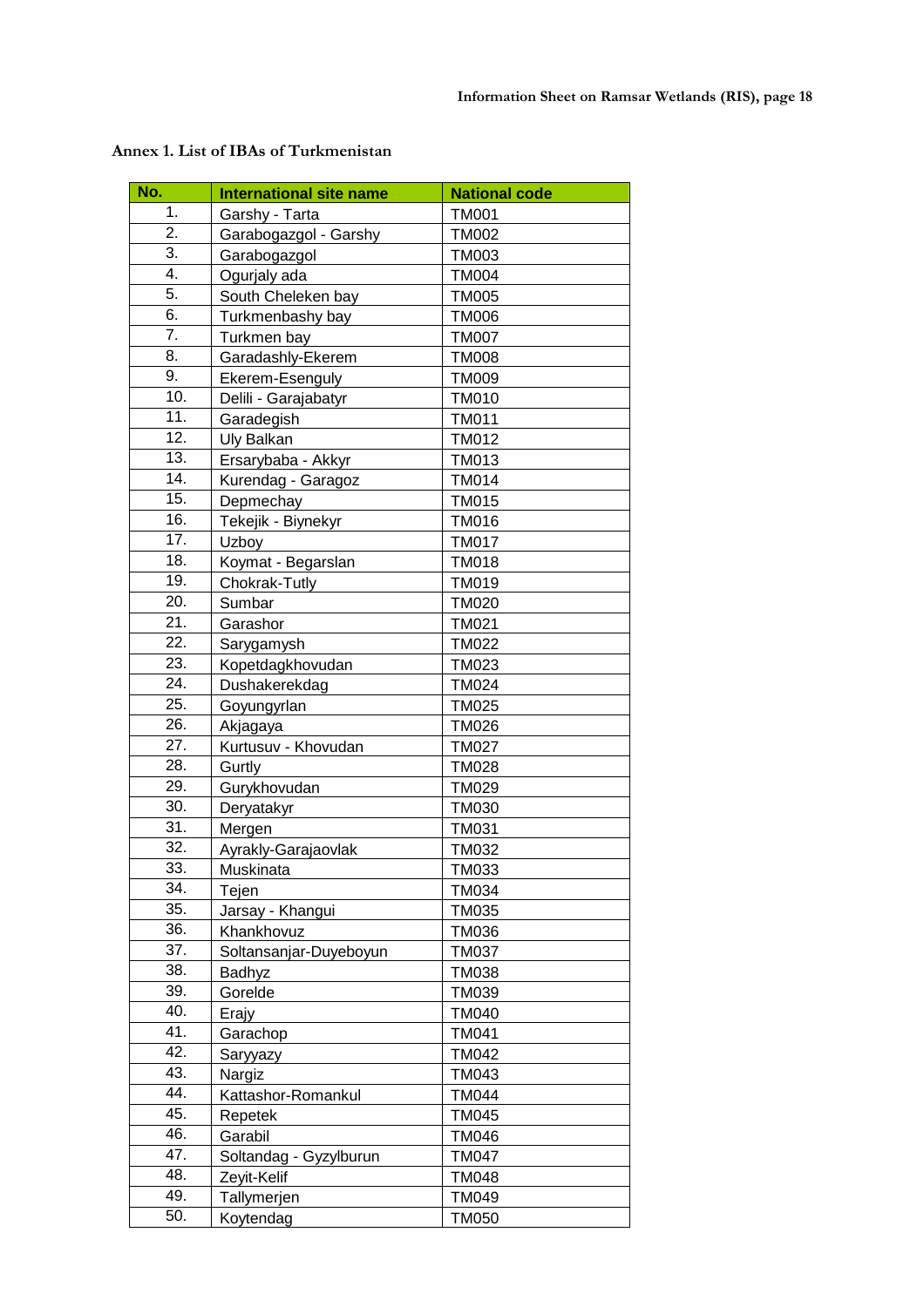**Annex 1. List of IBAs of Turkmenistan**

| No. | International site name | National code |
|---|---|---|
| 1. | Garshy - Tarta | TM001 |
| 2. | Garabogazgol - Garshy | TM002 |
| 3. | Garabogazgol | TM003 |
| 4. | Ogurjaly ada | TM004 |
| 5. | South Cheleken bay | TM005 |
| 6. | Turkmenbashy bay | TM006 |
| 7. | Turkmen bay | TM007 |
| 8. | Garadashly-Ekerem | TM008 |
| 9. | Ekerem-Esenguly | TM009 |
| 10. | Delili - Garajabatyr | TM010 |
| 11. | Garadegish | TM011 |
| 12. | Uly Balkan | TM012 |
| 13. | Ersarybaba - Akkyr | TM013 |
| 14. | Kurendag - Garagoz | TM014 |
| 15. | Depmechay | TM015 |
| 16. | Tekejik - Biynekyr | TM016 |
| 17. | Uzboy | TM017 |
| 18. | Koymat - Begarslan | TM018 |
| 19. | Chokrak-Tutly | TM019 |
| 20. | Sumbar | TM020 |
| 21. | Garashor | TM021 |
| 22. | Sarygamysh | TM022 |
| 23. | Kopetdagkhovudan | TM023 |
| 24. | Dushakerekdag | TM024 |
| 25. | Goyungyrlan | TM025 |
| 26. | Akjagaya | TM026 |
| 27. | Kurtusuv - Khovudan | TM027 |
| 28. | Gurtly | TM028 |
| 29. | Gurykhovudan | TM029 |
| 30. | Deryatakyr | TM030 |
| 31. | Mergen | TM031 |
| 32. | Ayrakly-Garajaovlak | TM032 |
| 33. | Muskinata | TM033 |
| 34. | Tejen | TM034 |
| 35. | Jarsay - Khangui | TM035 |
| 36. | Khankhovuz | TM036 |
| 37. | Soltansanjar-Duyeboyun | TM037 |
| 38. | Badhyz | TM038 |
| 39. | Gorelde | TM039 |
| 40. | Erajy | TM040 |
| 41. | Garachop | TM041 |
| 42. | Saryyazy | TM042 |
| 43. | Nargiz | TM043 |
| 44. | Kattashor-Romankul | TM044 |
| 45. | Repetek | TM045 |
| 46. | Garabil | TM046 |
| 47. | Soltandag - Gyzylburun | TM047 |
| 48. | Zeyit-Kelif | TM048 |
| 49. | Tallymerjen | TM049 |
| 50. | Koytendag | TM050 |